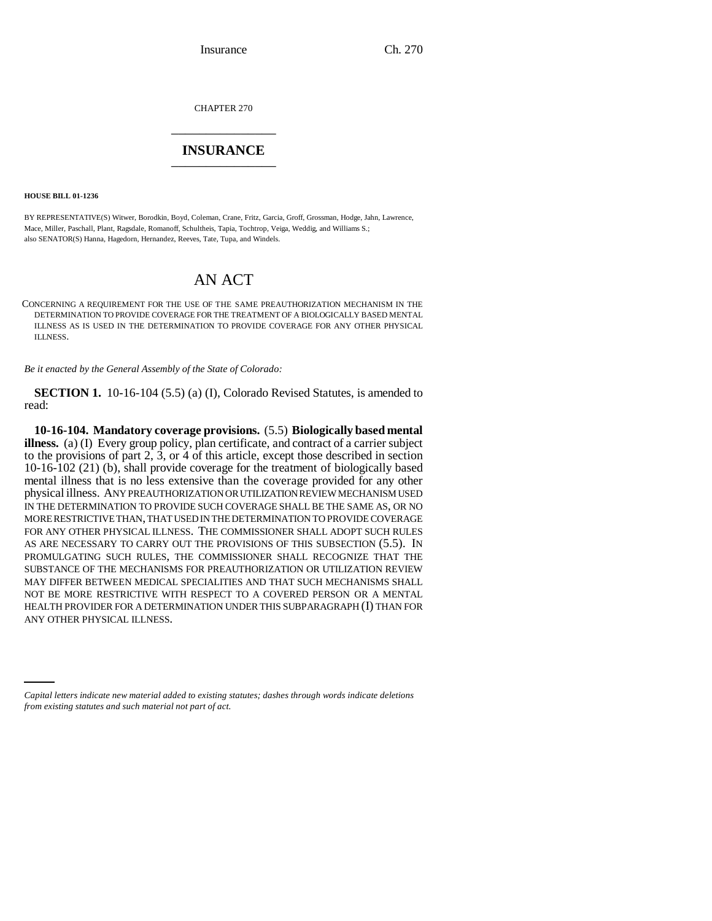CHAPTER 270

# INSURANCE

**HOUSE BILL 01-1236**

BY REPRESENTATIVE(S) Witwer, Borodkin, Boyd, Coleman, Crane, Fritz, Garcia, Groff, Grossman, Hodge, Jahn, Lawrence, Mace, Miller, Paschall, Plant, Ragsdale, Romanoff, Schultheis, Tapia, Tochtrop, Veiga, Weddig, and Williams S.;
also SENATOR(S) Hanna, Hagedorn, Hernandez, Reeves, Tate, Tupa, and Windels.

## AN ACT

CONCERNING A REQUIREMENT FOR THE USE OF THE SAME PREAUTHORIZATION MECHANISM IN THE DETERMINATION TO PROVIDE COVERAGE FOR THE TREATMENT OF A BIOLOGICALLY BASED MENTAL ILLNESS AS IS USED IN THE DETERMINATION TO PROVIDE COVERAGE FOR ANY OTHER PHYSICAL ILLNESS.

*Be it enacted by the General Assembly of the State of Colorado:*

**SECTION 1.** 10-16-104 (5.5) (a) (I), Colorado Revised Statutes, is amended to read:

**10-16-104. Mandatory coverage provisions.** (5.5) **Biologically based mental illness.** (a) (I) Every group policy, plan certificate, and contract of a carrier subject to the provisions of part 2, 3, or 4 of this article, except those described in section 10-16-102 (21) (b), shall provide coverage for the treatment of biologically based mental illness that is no less extensive than the coverage provided for any other physical illness. ANY PREAUTHORIZATION OR UTILIZATION REVIEW MECHANISM USED IN THE DETERMINATION TO PROVIDE SUCH COVERAGE SHALL BE THE SAME AS, OR NO MORE RESTRICTIVE THAN, THAT USED IN THE DETERMINATION TO PROVIDE COVERAGE FOR ANY OTHER PHYSICAL ILLNESS. THE COMMISSIONER SHALL ADOPT SUCH RULES AS ARE NECESSARY TO CARRY OUT THE PROVISIONS OF THIS SUBSECTION (5.5). IN PROMULGATING SUCH RULES, THE COMMISSIONER SHALL RECOGNIZE THAT THE SUBSTANCE OF THE MECHANISMS FOR PREAUTHORIZATION OR UTILIZATION REVIEW MAY DIFFER BETWEEN MEDICAL SPECIALITIES AND THAT SUCH MECHANISMS SHALL NOT BE MORE RESTRICTIVE WITH RESPECT TO A COVERED PERSON OR A MENTAL HEALTH PROVIDER FOR A DETERMINATION UNDER THIS SUBPARAGRAPH (I) THAN FOR ANY OTHER PHYSICAL ILLNESS.

*Capital letters indicate new material added to existing statutes; dashes through words indicate deletions from existing statutes and such material not part of act.*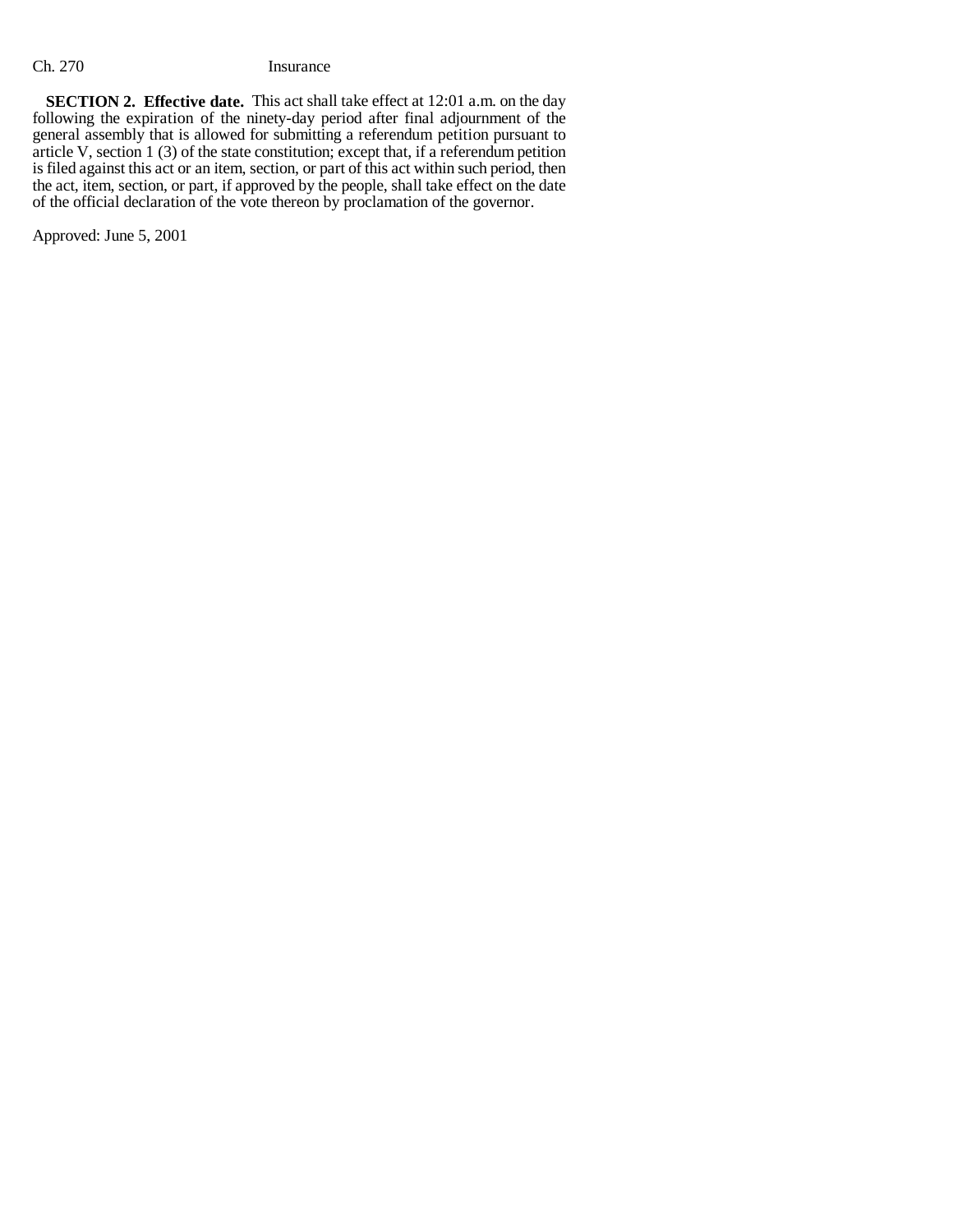**SECTION 2. Effective date.** This act shall take effect at 12:01 a.m. on the day following the expiration of the ninety-day period after final adjournment of the general assembly that is allowed for submitting a referendum petition pursuant to article V, section 1 (3) of the state constitution; except that, if a referendum petition is filed against this act or an item, section, or part of this act within such period, then the act, item, section, or part, if approved by the people, shall take effect on the date of the official declaration of the vote thereon by proclamation of the governor.

Approved: June 5, 2001